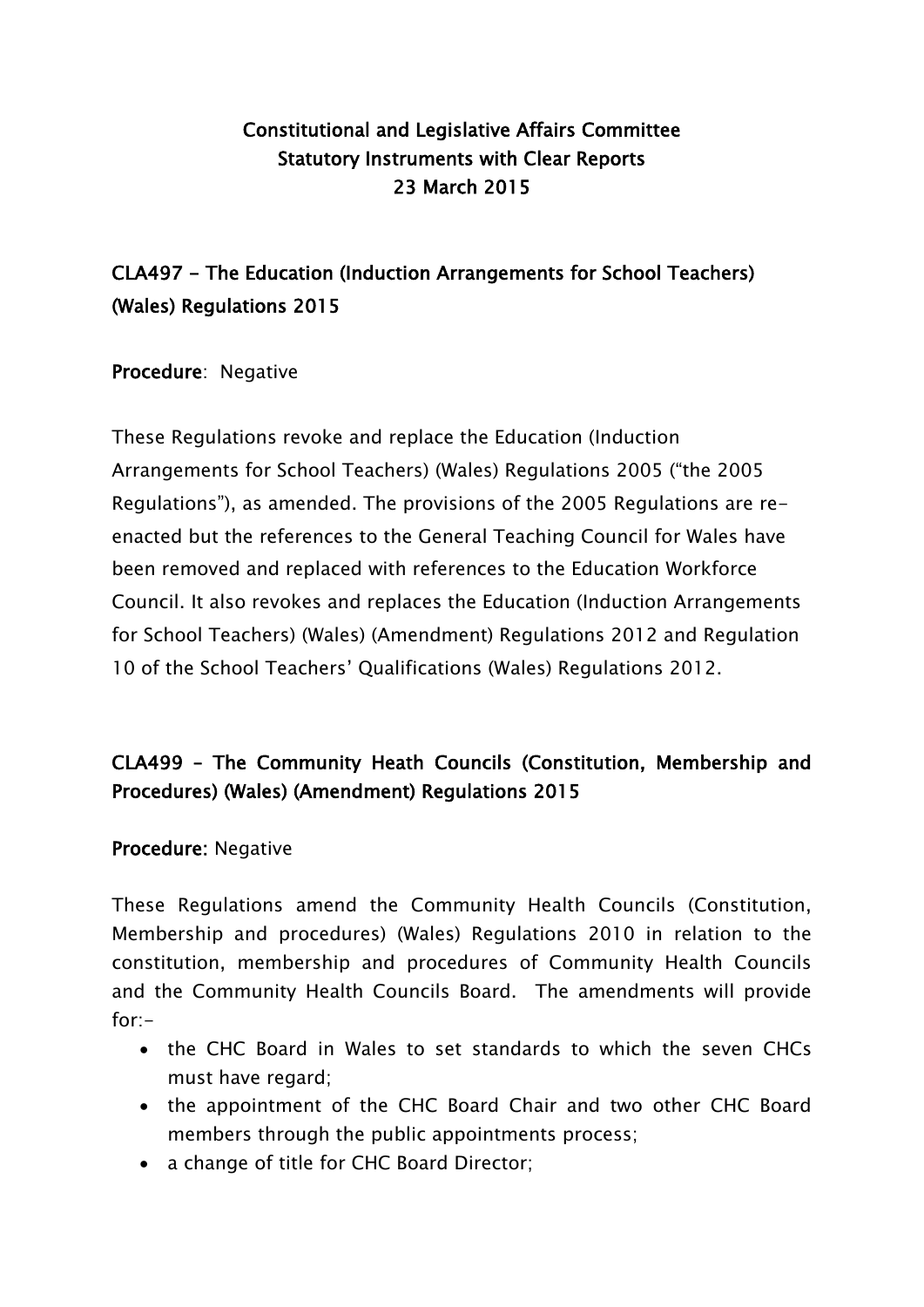# Constitutional and Legislative Affairs Committee
# Statutory Instruments with Clear Reports
# 23 March 2015

## CLA497 - The Education (Induction Arrangements for School Teachers) (Wales) Regulations 2015

**Procedure**: Negative

These Regulations revoke and replace the Education (Induction Arrangements for School Teachers) (Wales) Regulations 2005 ("the 2005 Regulations"), as amended. The provisions of the 2005 Regulations are re-enacted but the references to the General Teaching Council for Wales have been removed and replaced with references to the Education Workforce Council. It also revokes and replaces the Education (Induction Arrangements for School Teachers) (Wales) (Amendment) Regulations 2012 and Regulation 10 of the School Teachers' Qualifications (Wales) Regulations 2012.

## CLA499 – The Community Heath Councils (Constitution, Membership and Procedures) (Wales) (Amendment) Regulations 2015

**Procedure:** Negative

These Regulations amend the Community Health Councils (Constitution, Membership and procedures) (Wales) Regulations 2010 in relation to the constitution, membership and procedures of Community Health Councils and the Community Health Councils Board. The amendments will provide for:-

- the CHC Board in Wales to set standards to which the seven CHCs must have regard;
- the appointment of the CHC Board Chair and two other CHC Board members through the public appointments process;
- a change of title for CHC Board Director;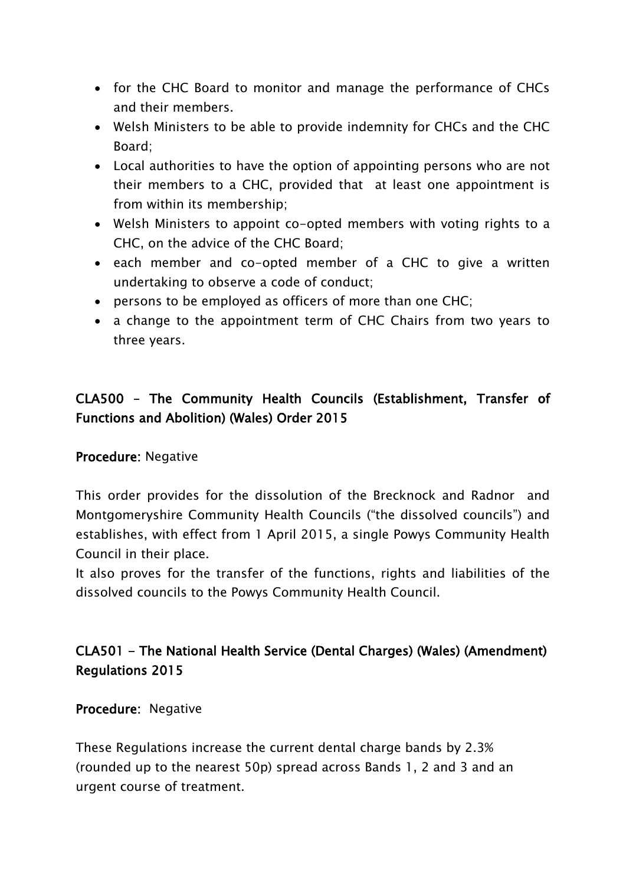- for the CHC Board to monitor and manage the performance of CHCs and their members.
- Welsh Ministers to be able to provide indemnity for CHCs and the CHC Board;
- Local authorities to have the option of appointing persons who are not their members to a CHC, provided that at least one appointment is from within its membership;
- Welsh Ministers to appoint co-opted members with voting rights to a CHC, on the advice of the CHC Board;
- each member and co-opted member of a CHC to give a written undertaking to observe a code of conduct;
- persons to be employed as officers of more than one CHC;
- a change to the appointment term of CHC Chairs from two years to three years.

## CLA500 – The Community Health Councils (Establishment, Transfer of Functions and Abolition) (Wales) Order 2015

**Procedure:** Negative

This order provides for the dissolution of the Brecknock and Radnor and Montgomeryshire Community Health Councils ("the dissolved councils") and establishes, with effect from 1 April 2015, a single Powys Community Health Council in their place.

It also proves for the transfer of the functions, rights and liabilities of the dissolved councils to the Powys Community Health Council.

## CLA501 - The National Health Service (Dental Charges) (Wales) (Amendment) Regulations 2015

**Procedure:** Negative

These Regulations increase the current dental charge bands by 2.3% (rounded up to the nearest 50p) spread across Bands 1, 2 and 3 and an urgent course of treatment.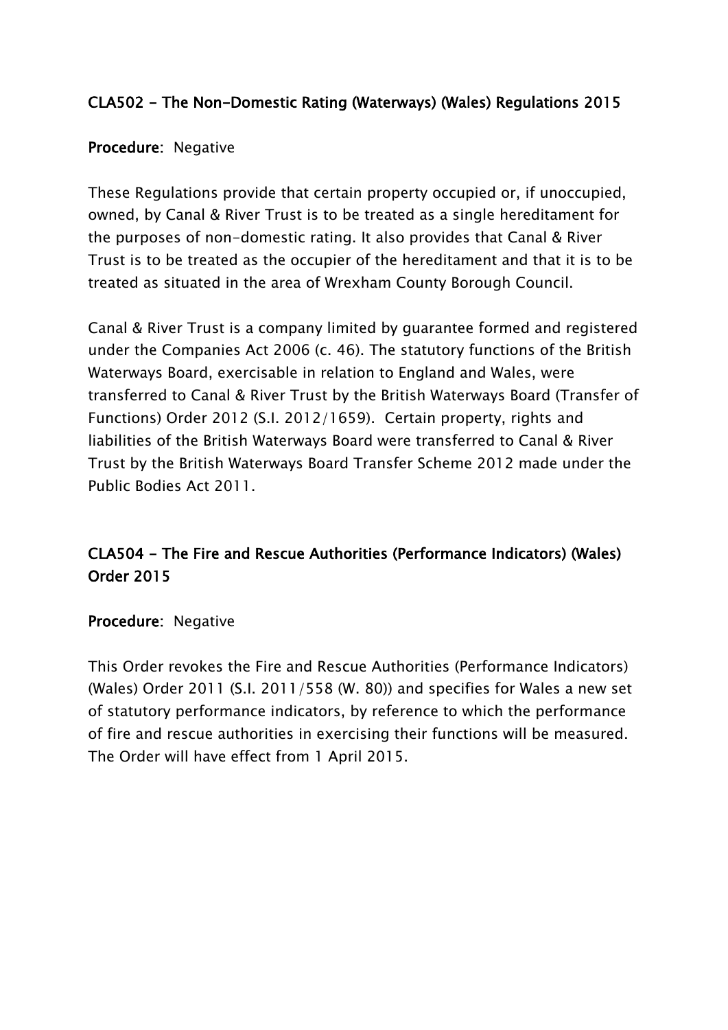## CLA502 - The Non-Domestic Rating (Waterways) (Wales) Regulations 2015

**Procedure**: Negative

These Regulations provide that certain property occupied or, if unoccupied, owned, by Canal & River Trust is to be treated as a single hereditament for the purposes of non-domestic rating. It also provides that Canal & River Trust is to be treated as the occupier of the hereditament and that it is to be treated as situated in the area of Wrexham County Borough Council.

Canal & River Trust is a company limited by guarantee formed and registered under the Companies Act 2006 (c. 46). The statutory functions of the British Waterways Board, exercisable in relation to England and Wales, were transferred to Canal & River Trust by the British Waterways Board (Transfer of Functions) Order 2012 (S.I. 2012/1659). Certain property, rights and liabilities of the British Waterways Board were transferred to Canal & River Trust by the British Waterways Board Transfer Scheme 2012 made under the Public Bodies Act 2011.

## CLA504 - The Fire and Rescue Authorities (Performance Indicators) (Wales) Order 2015

**Procedure**: Negative

This Order revokes the Fire and Rescue Authorities (Performance Indicators) (Wales) Order 2011 (S.I. 2011/558 (W. 80)) and specifies for Wales a new set of statutory performance indicators, by reference to which the performance of fire and rescue authorities in exercising their functions will be measured. The Order will have effect from 1 April 2015.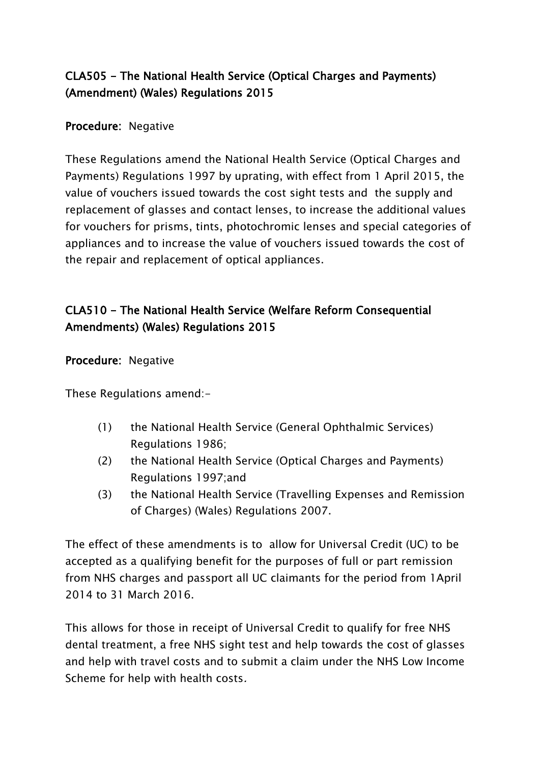## CLA505 - The National Health Service (Optical Charges and Payments) (Amendment) (Wales) Regulations 2015

**Procedure:** Negative

These Regulations amend the National Health Service (Optical Charges and Payments) Regulations 1997 by uprating, with effect from 1 April 2015, the value of vouchers issued towards the cost sight tests and the supply and replacement of glasses and contact lenses, to increase the additional values for vouchers for prisms, tints, photochromic lenses and special categories of appliances and to increase the value of vouchers issued towards the cost of the repair and replacement of optical appliances.

## CLA510 - The National Health Service (Welfare Reform Consequential Amendments) (Wales) Regulations 2015

**Procedure:** Negative

These Regulations amend:-

(1) the National Health Service (General Ophthalmic Services) Regulations 1986;
(2) the National Health Service (Optical Charges and Payments) Regulations 1997;and
(3) the National Health Service (Travelling Expenses and Remission of Charges) (Wales) Regulations 2007.

The effect of these amendments is to allow for Universal Credit (UC) to be accepted as a qualifying benefit for the purposes of full or part remission from NHS charges and passport all UC claimants for the period from 1April 2014 to 31 March 2016.

This allows for those in receipt of Universal Credit to qualify for free NHS dental treatment, a free NHS sight test and help towards the cost of glasses and help with travel costs and to submit a claim under the NHS Low Income Scheme for help with health costs.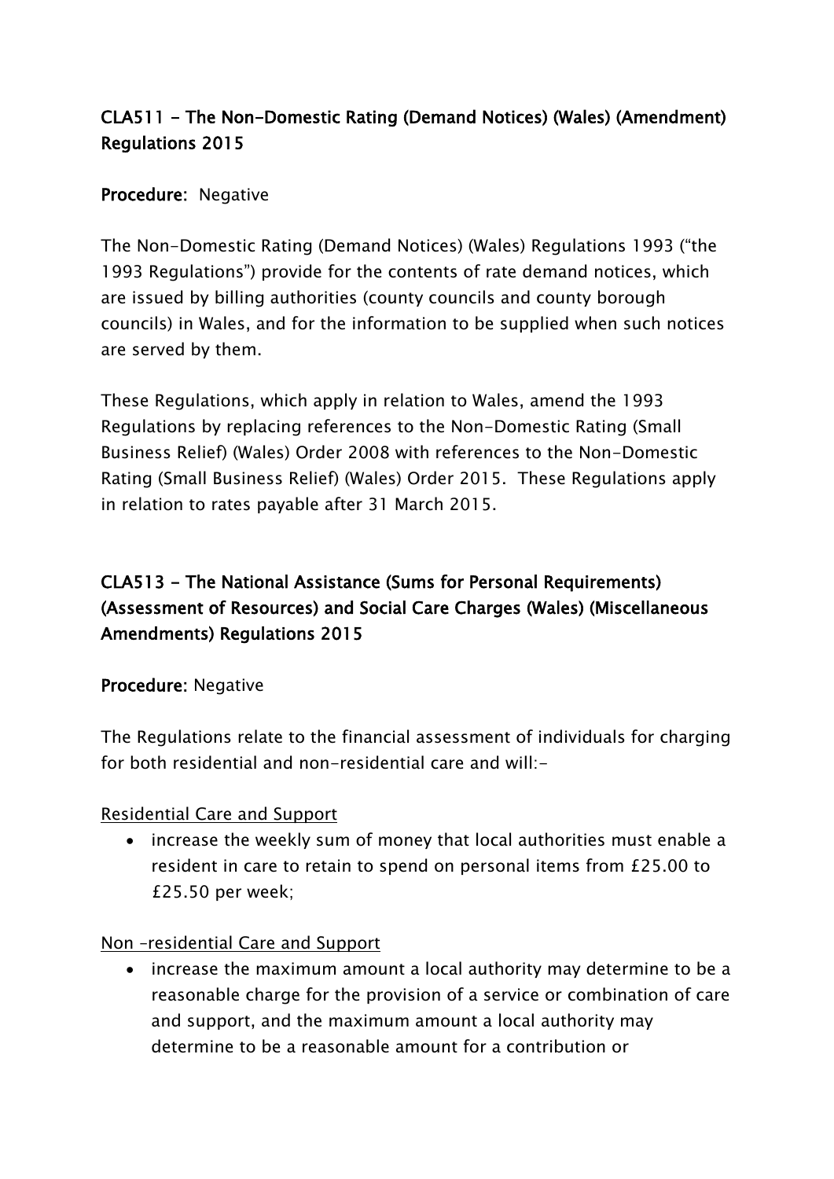## CLA511 - The Non-Domestic Rating (Demand Notices) (Wales) (Amendment) Regulations 2015

**Procedure:** Negative

The Non-Domestic Rating (Demand Notices) (Wales) Regulations 1993 ("the 1993 Regulations") provide for the contents of rate demand notices, which are issued by billing authorities (county councils and county borough councils) in Wales, and for the information to be supplied when such notices are served by them.

These Regulations, which apply in relation to Wales, amend the 1993 Regulations by replacing references to the Non-Domestic Rating (Small Business Relief) (Wales) Order 2008 with references to the Non-Domestic Rating (Small Business Relief) (Wales) Order 2015. These Regulations apply in relation to rates payable after 31 March 2015.

## CLA513 - The National Assistance (Sums for Personal Requirements) (Assessment of Resources) and Social Care Charges (Wales) (Miscellaneous Amendments) Regulations 2015

**Procedure:** Negative

The Regulations relate to the financial assessment of individuals for charging for both residential and non-residential care and will:-

Residential Care and Support

- increase the weekly sum of money that local authorities must enable a resident in care to retain to spend on personal items from £25.00 to £25.50 per week;

Non –residential Care and Support

- increase the maximum amount a local authority may determine to be a reasonable charge for the provision of a service or combination of care and support, and the maximum amount a local authority may determine to be a reasonable amount for a contribution or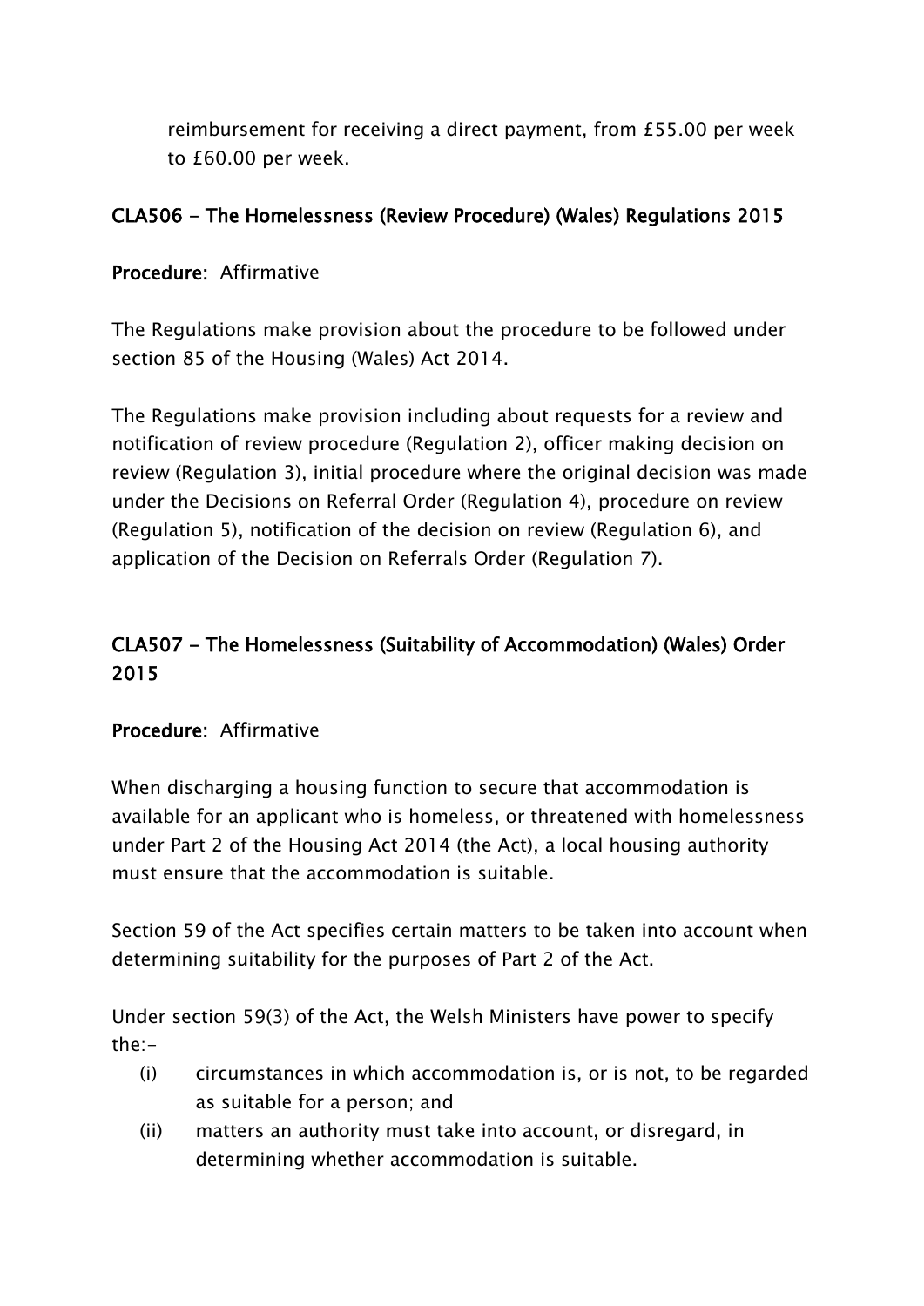reimbursement for receiving a direct payment, from £55.00 per week to £60.00 per week.

**CLA506 - The Homelessness (Review Procedure) (Wales) Regulations 2015**

**Procedure:** Affirmative

The Regulations make provision about the procedure to be followed under section 85 of the Housing (Wales) Act 2014.

The Regulations make provision including about requests for a review and notification of review procedure (Regulation 2), officer making decision on review (Regulation 3), initial procedure where the original decision was made under the Decisions on Referral Order (Regulation 4), procedure on review (Regulation 5), notification of the decision on review (Regulation 6), and application of the Decision on Referrals Order (Regulation 7).

**CLA507 - The Homelessness (Suitability of Accommodation) (Wales) Order 2015**

**Procedure:** Affirmative

When discharging a housing function to secure that accommodation is available for an applicant who is homeless, or threatened with homelessness under Part 2 of the Housing Act 2014 (the Act), a local housing authority must ensure that the accommodation is suitable.

Section 59 of the Act specifies certain matters to be taken into account when determining suitability for the purposes of Part 2 of the Act.

Under section 59(3) of the Act, the Welsh Ministers have power to specify the:-

(i) circumstances in which accommodation is, or is not, to be regarded as suitable for a person; and

(ii) matters an authority must take into account, or disregard, in determining whether accommodation is suitable.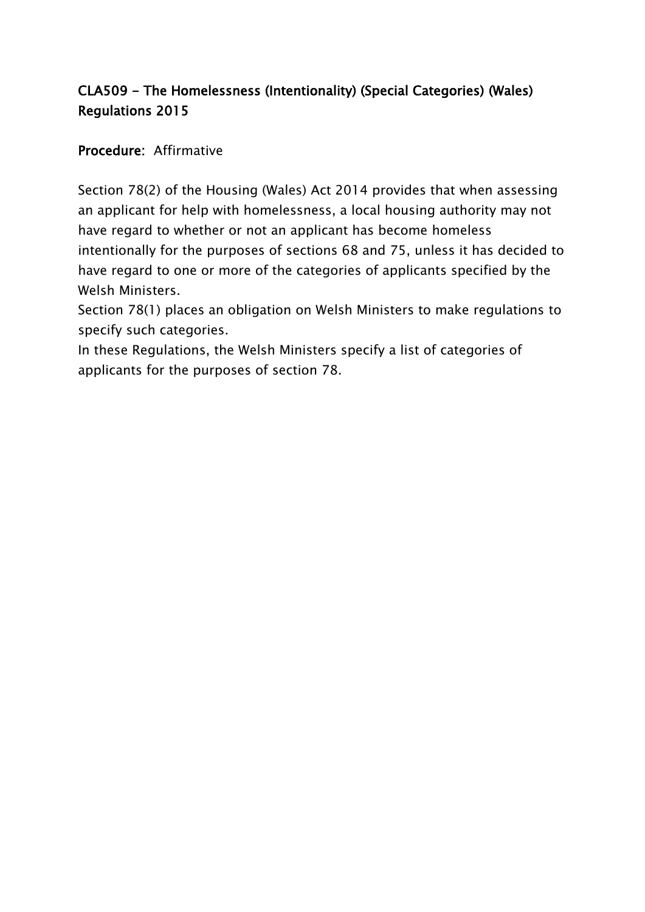**CLA509 - The Homelessness (Intentionality) (Special Categories) (Wales) Regulations 2015**

**Procedure**: Affirmative

Section 78(2) of the Housing (Wales) Act 2014 provides that when assessing an applicant for help with homelessness, a local housing authority may not have regard to whether or not an applicant has become homeless intentionally for the purposes of sections 68 and 75, unless it has decided to have regard to one or more of the categories of applicants specified by the Welsh Ministers.

Section 78(1) places an obligation on Welsh Ministers to make regulations to specify such categories.

In these Regulations, the Welsh Ministers specify a list of categories of applicants for the purposes of section 78.